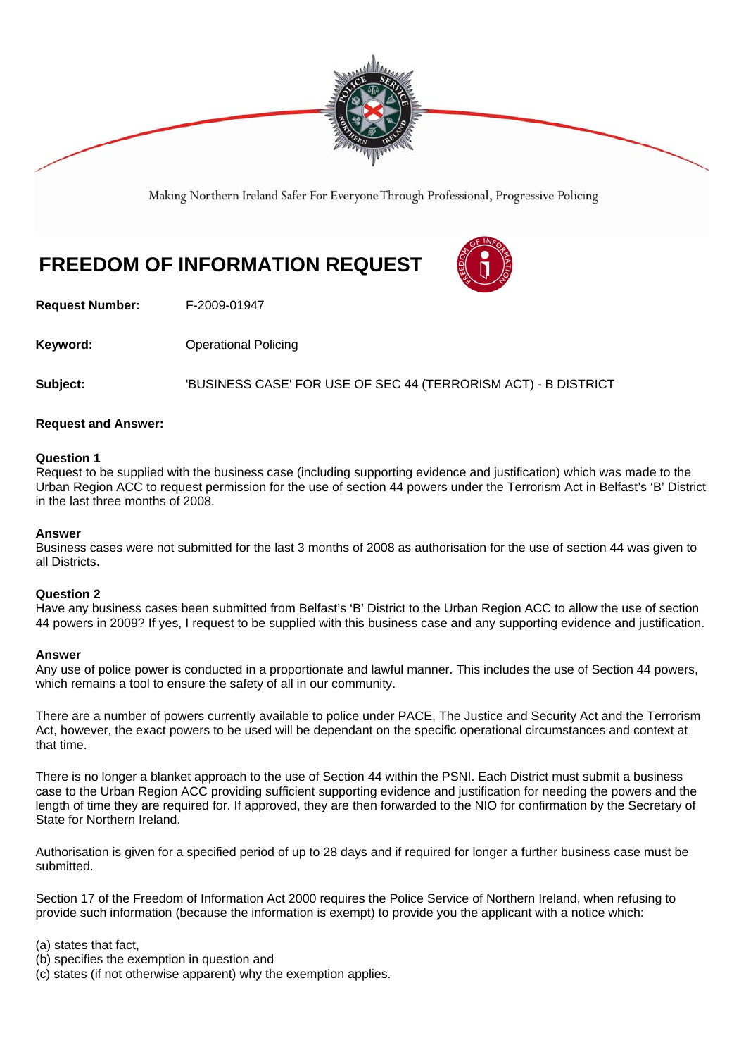Making Northern Ireland Safer For Everyone Through Professional, Progressive Policing

# FREEDOM OF INFORMATION REQUEST

**Request Number:** F-2009-01947

**Keyword:** Operational Policing

**Subject:** 'BUSINESS CASE' FOR USE OF SEC 44 (TERRORISM ACT) - B DISTRICT

**Request and Answer:**

**Question 1**
Request to be supplied with the business case (including supporting evidence and justification) which was made to the Urban Region ACC to request permission for the use of section 44 powers under the Terrorism Act in Belfast's 'B' District in the last three months of 2008.

**Answer**
Business cases were not submitted for the last 3 months of 2008 as authorisation for the use of section 44 was given to all Districts.

**Question 2**
Have any business cases been submitted from Belfast's 'B' District to the Urban Region ACC to allow the use of section 44 powers in 2009? If yes, I request to be supplied with this business case and any supporting evidence and justification.

**Answer**
Any use of police power is conducted in a proportionate and lawful manner. This includes the use of Section 44 powers, which remains a tool to ensure the safety of all in our community.

There are a number of powers currently available to police under PACE, The Justice and Security Act and the Terrorism Act, however, the exact powers to be used will be dependant on the specific operational circumstances and context at that time.

There is no longer a blanket approach to the use of Section 44 within the PSNI. Each District must submit a business case to the Urban Region ACC providing sufficient supporting evidence and justification for needing the powers and the length of time they are required for. If approved, they are then forwarded to the NIO for confirmation by the Secretary of State for Northern Ireland.

Authorisation is given for a specified period of up to 28 days and if required for longer a further business case must be submitted.

Section 17 of the Freedom of Information Act 2000 requires the Police Service of Northern Ireland, when refusing to provide such information (because the information is exempt) to provide you the applicant with a notice which:

(a) states that fact,
(b) specifies the exemption in question and
(c) states (if not otherwise apparent) why the exemption applies.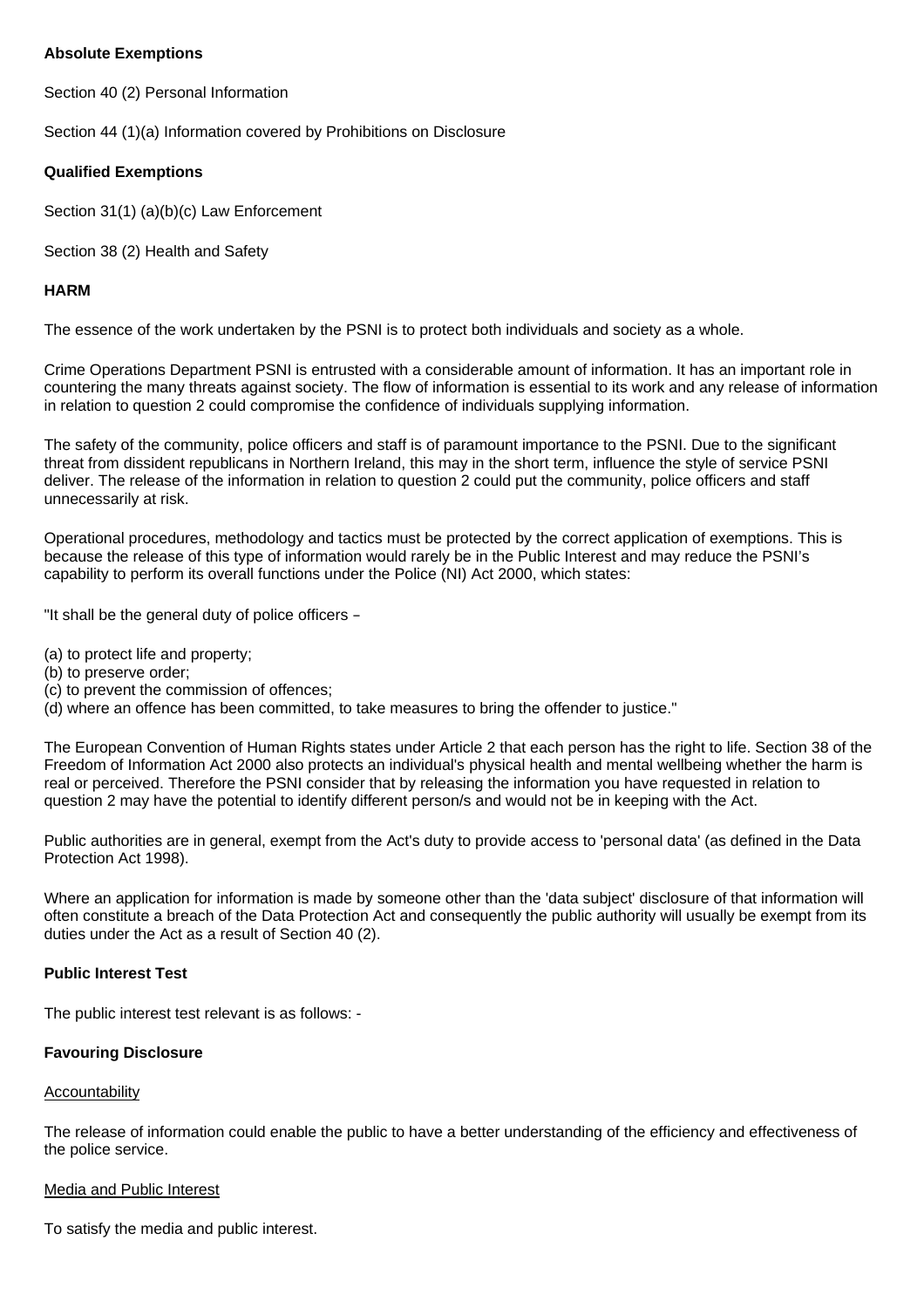**Absolute Exemptions**

Section 40 (2) Personal Information

Section 44 (1)(a) Information covered by Prohibitions on Disclosure

**Qualified Exemptions**

Section 31(1) (a)(b)(c) Law Enforcement

Section 38 (2) Health and Safety

**HARM**

The essence of the work undertaken by the PSNI is to protect both individuals and society as a whole.

Crime Operations Department PSNI is entrusted with a considerable amount of information. It has an important role in countering the many threats against society. The flow of information is essential to its work and any release of information in relation to question 2 could compromise the confidence of individuals supplying information.

The safety of the community, police officers and staff is of paramount importance to the PSNI. Due to the significant threat from dissident republicans in Northern Ireland, this may in the short term, influence the style of service PSNI deliver. The release of the information in relation to question 2 could put the community, police officers and staff unnecessarily at risk.

Operational procedures, methodology and tactics must be protected by the correct application of exemptions. This is because the release of this type of information would rarely be in the Public Interest and may reduce the PSNI's capability to perform its overall functions under the Police (NI) Act 2000, which states:

"It shall be the general duty of police officers –

(a) to protect life and property;
(b) to preserve order;
(c) to prevent the commission of offences;
(d) where an offence has been committed, to take measures to bring the offender to justice."

The European Convention of Human Rights states under Article 2 that each person has the right to life. Section 38 of the Freedom of Information Act 2000 also protects an individual's physical health and mental wellbeing whether the harm is real or perceived. Therefore the PSNI consider that by releasing the information you have requested in relation to question 2 may have the potential to identify different person/s and would not be in keeping with the Act.

Public authorities are in general, exempt from the Act's duty to provide access to 'personal data' (as defined in the Data Protection Act 1998).

Where an application for information is made by someone other than the 'data subject' disclosure of that information will often constitute a breach of the Data Protection Act and consequently the public authority will usually be exempt from its duties under the Act as a result of Section 40 (2).

**Public Interest Test**

The public interest test relevant is as follows: -

**Favouring Disclosure**

Accountability

The release of information could enable the public to have a better understanding of the efficiency and effectiveness of the police service.

Media and Public Interest

To satisfy the media and public interest.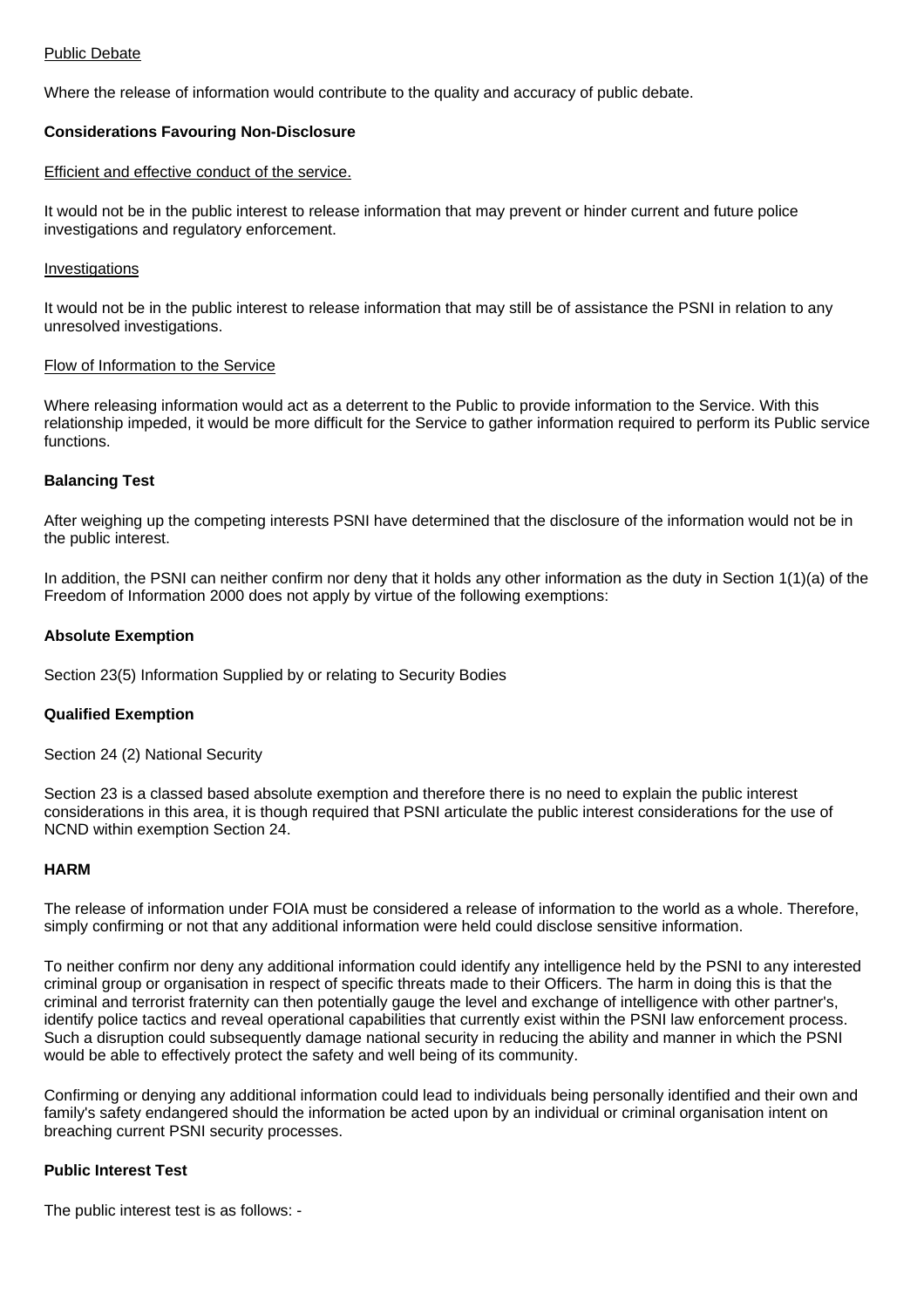Public Debate

Where the release of information would contribute to the quality and accuracy of public debate.

**Considerations Favouring Non-Disclosure**

Efficient and effective conduct of the service.

It would not be in the public interest to release information that may prevent or hinder current and future police investigations and regulatory enforcement.

Investigations

It would not be in the public interest to release information that may still be of assistance the PSNI in relation to any unresolved investigations.

Flow of Information to the Service

Where releasing information would act as a deterrent to the Public to provide information to the Service. With this relationship impeded, it would be more difficult for the Service to gather information required to perform its Public service functions.

**Balancing Test**

After weighing up the competing interests PSNI have determined that the disclosure of the information would not be in the public interest.

In addition, the PSNI can neither confirm nor deny that it holds any other information as the duty in Section 1(1)(a) of the Freedom of Information 2000 does not apply by virtue of the following exemptions:

**Absolute Exemption**

Section 23(5) Information Supplied by or relating to Security Bodies

**Qualified Exemption**

Section 24 (2) National Security

Section 23 is a classed based absolute exemption and therefore there is no need to explain the public interest considerations in this area, it is though required that PSNI articulate the public interest considerations for the use of NCND within exemption Section 24.

**HARM**

The release of information under FOIA must be considered a release of information to the world as a whole. Therefore, simply confirming or not that any additional information were held could disclose sensitive information.

To neither confirm nor deny any additional information could identify any intelligence held by the PSNI to any interested criminal group or organisation in respect of specific threats made to their Officers. The harm in doing this is that the criminal and terrorist fraternity can then potentially gauge the level and exchange of intelligence with other partner's, identify police tactics and reveal operational capabilities that currently exist within the PSNI law enforcement process. Such a disruption could subsequently damage national security in reducing the ability and manner in which the PSNI would be able to effectively protect the safety and well being of its community.

Confirming or denying any additional information could lead to individuals being personally identified and their own and family's safety endangered should the information be acted upon by an individual or criminal organisation intent on breaching current PSNI security processes.

**Public Interest Test**

The public interest test is as follows: -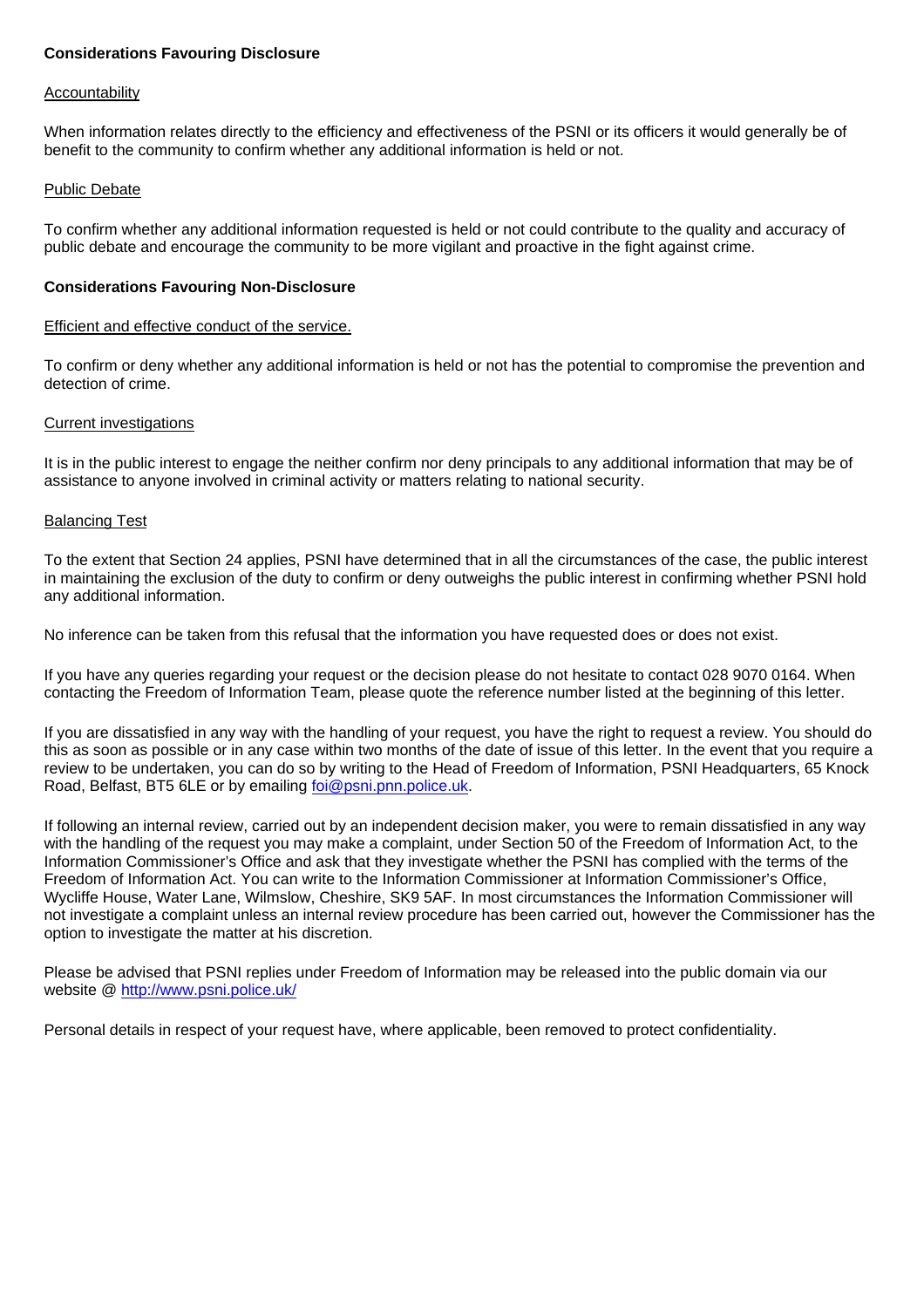**Considerations Favouring Disclosure**

Accountability

When information relates directly to the efficiency and effectiveness of the PSNI or its officers it would generally be of benefit to the community to confirm whether any additional information is held or not.

Public Debate

To confirm whether any additional information requested is held or not could contribute to the quality and accuracy of public debate and encourage the community to be more vigilant and proactive in the fight against crime.

**Considerations Favouring Non-Disclosure**

Efficient and effective conduct of the service.

To confirm or deny whether any additional information is held or not has the potential to compromise the prevention and detection of crime.

Current investigations

It is in the public interest to engage the neither confirm nor deny principals to any additional information that may be of assistance to anyone involved in criminal activity or matters relating to national security.

Balancing Test

To the extent that Section 24 applies, PSNI have determined that in all the circumstances of the case, the public interest in maintaining the exclusion of the duty to confirm or deny outweighs the public interest in confirming whether PSNI hold any additional information.

No inference can be taken from this refusal that the information you have requested does or does not exist.

If you have any queries regarding your request or the decision please do not hesitate to contact 028 9070 0164. When contacting the Freedom of Information Team, please quote the reference number listed at the beginning of this letter.

If you are dissatisfied in any way with the handling of your request, you have the right to request a review. You should do this as soon as possible or in any case within two months of the date of issue of this letter. In the event that you require a review to be undertaken, you can do so by writing to the Head of Freedom of Information, PSNI Headquarters, 65 Knock Road, Belfast, BT5 6LE or by emailing foi@psni.pnn.police.uk.

If following an internal review, carried out by an independent decision maker, you were to remain dissatisfied in any way with the handling of the request you may make a complaint, under Section 50 of the Freedom of Information Act, to the Information Commissioner's Office and ask that they investigate whether the PSNI has complied with the terms of the Freedom of Information Act. You can write to the Information Commissioner at Information Commissioner's Office, Wycliffe House, Water Lane, Wilmslow, Cheshire, SK9 5AF. In most circumstances the Information Commissioner will not investigate a complaint unless an internal review procedure has been carried out, however the Commissioner has the option to investigate the matter at his discretion.

Please be advised that PSNI replies under Freedom of Information may be released into the public domain via our website @ http://www.psni.police.uk/

Personal details in respect of your request have, where applicable, been removed to protect confidentiality.